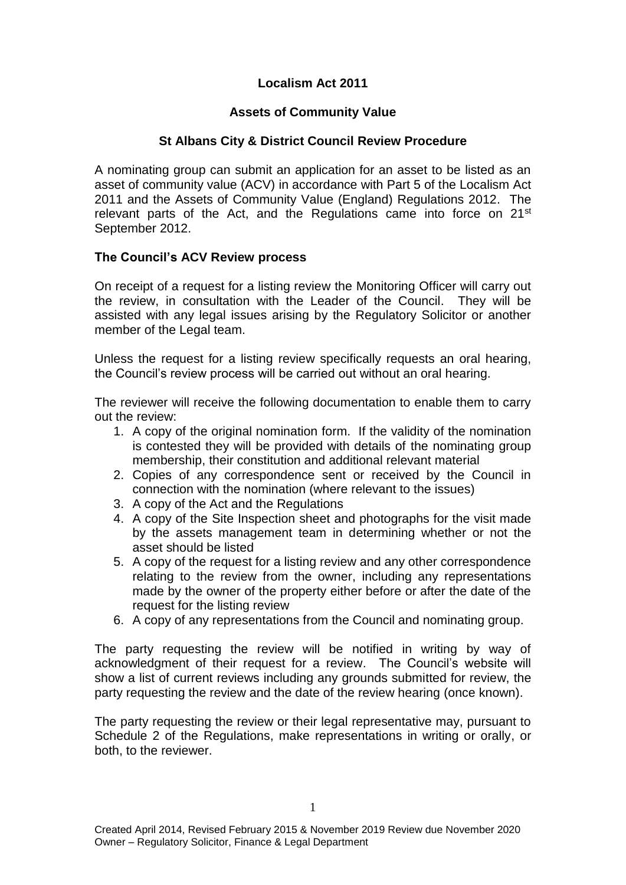**Localism Act 2011**

**Assets of Community Value**

**St Albans City & District Council Review Procedure**

A nominating group can submit an application for an asset to be listed as an asset of community value (ACV) in accordance with Part 5 of the Localism Act 2011 and the Assets of Community Value (England) Regulations 2012. The relevant parts of the Act, and the Regulations came into force on 21st September 2012.

**The Council's ACV Review process**

On receipt of a request for a listing review the Monitoring Officer will carry out the review, in consultation with the Leader of the Council. They will be assisted with any legal issues arising by the Regulatory Solicitor or another member of the Legal team.

Unless the request for a listing review specifically requests an oral hearing, the Council's review process will be carried out without an oral hearing.

The reviewer will receive the following documentation to enable them to carry out the review:

1. A copy of the original nomination form. If the validity of the nomination is contested they will be provided with details of the nominating group membership, their constitution and additional relevant material
2. Copies of any correspondence sent or received by the Council in connection with the nomination (where relevant to the issues)
3. A copy of the Act and the Regulations
4. A copy of the Site Inspection sheet and photographs for the visit made by the assets management team in determining whether or not the asset should be listed
5. A copy of the request for a listing review and any other correspondence relating to the review from the owner, including any representations made by the owner of the property either before or after the date of the request for the listing review
6. A copy of any representations from the Council and nominating group.

The party requesting the review will be notified in writing by way of acknowledgment of their request for a review. The Council's website will show a list of current reviews including any grounds submitted for review, the party requesting the review and the date of the review hearing (once known).

The party requesting the review or their legal representative may, pursuant to Schedule 2 of the Regulations, make representations in writing or orally, or both, to the reviewer.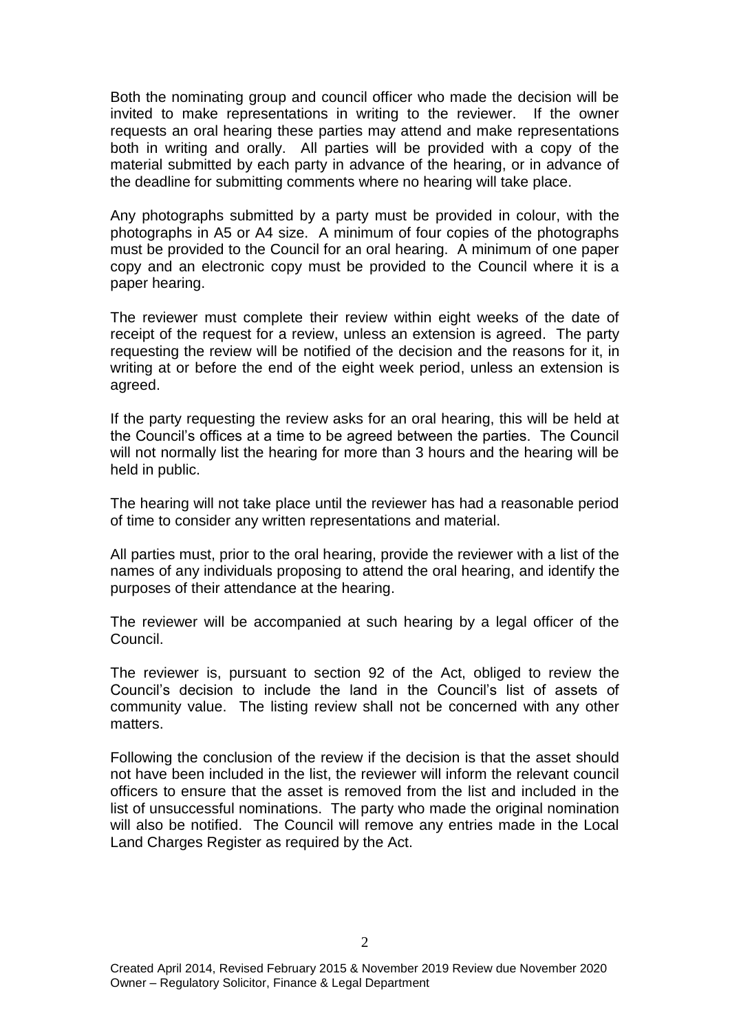Both the nominating group and council officer who made the decision will be invited to make representations in writing to the reviewer. If the owner requests an oral hearing these parties may attend and make representations both in writing and orally. All parties will be provided with a copy of the material submitted by each party in advance of the hearing, or in advance of the deadline for submitting comments where no hearing will take place.

Any photographs submitted by a party must be provided in colour, with the photographs in A5 or A4 size. A minimum of four copies of the photographs must be provided to the Council for an oral hearing. A minimum of one paper copy and an electronic copy must be provided to the Council where it is a paper hearing.

The reviewer must complete their review within eight weeks of the date of receipt of the request for a review, unless an extension is agreed. The party requesting the review will be notified of the decision and the reasons for it, in writing at or before the end of the eight week period, unless an extension is agreed.

If the party requesting the review asks for an oral hearing, this will be held at the Council's offices at a time to be agreed between the parties. The Council will not normally list the hearing for more than 3 hours and the hearing will be held in public.

The hearing will not take place until the reviewer has had a reasonable period of time to consider any written representations and material.

All parties must, prior to the oral hearing, provide the reviewer with a list of the names of any individuals proposing to attend the oral hearing, and identify the purposes of their attendance at the hearing.

The reviewer will be accompanied at such hearing by a legal officer of the Council.

The reviewer is, pursuant to section 92 of the Act, obliged to review the Council's decision to include the land in the Council's list of assets of community value. The listing review shall not be concerned with any other matters.

Following the conclusion of the review if the decision is that the asset should not have been included in the list, the reviewer will inform the relevant council officers to ensure that the asset is removed from the list and included in the list of unsuccessful nominations. The party who made the original nomination will also be notified. The Council will remove any entries made in the Local Land Charges Register as required by the Act.